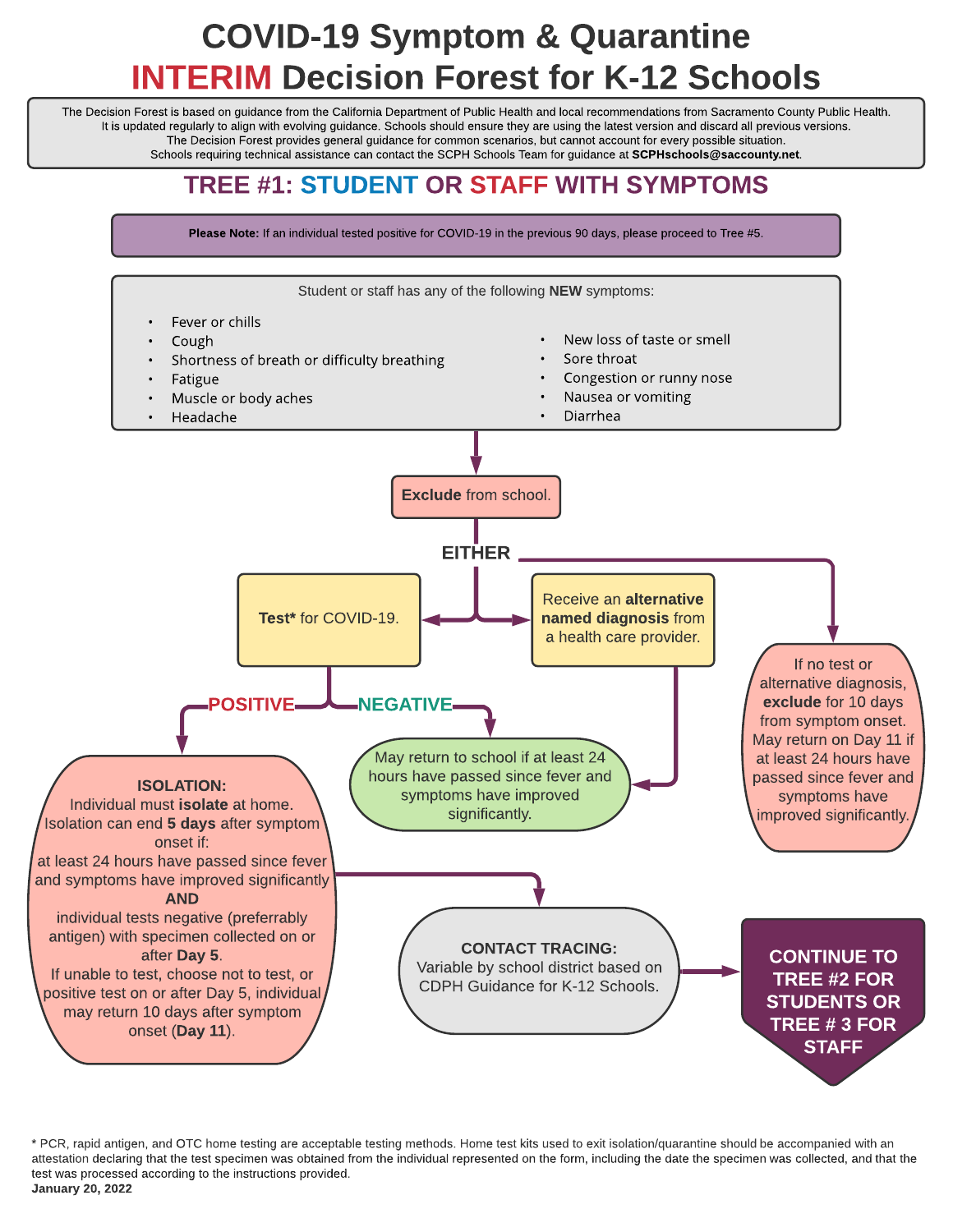# COVID-19 Symptom & Quarantine INTERIM Decision Forest for K-12 Schools

The Decision Forest is based on guidance from the California Department of Public Health and local recommendations from Sacramento County Public Health. It is updated regularly to align with evolving guidance. Schools should ensure they are using the latest version and discard all previous versions. The Decision Forest provides general guidance for common scenarios, but cannot account for every possible situation. Schools requiring technical assistance can contact the SCPH Schools Team for guidance at **SCPHschools@saccounty.net**.

## TREE #1: STUDENT OR STAFF WITH SYMPTOMS

**Please Note:** If an individual tested positive for COVID-19 in the previous 90 days, please proceed to Tree #5.

Student or staff has any of the following **NEW** symptoms:

- Fever or chills
- Cough
- Shortness of breath or difficulty breathing
- Fatigue
- Muscle or body aches
- Headache
- New loss of taste or smell
- Sore throat
- Congestion or runny nose
- Nausea or vomiting
- Diarrhea

**Exclude** from school.

**EITHER**

- **Test*** for COVID-19.
  - **POSITIVE:**
    **ISOLATION:** Individual must **isolate** at home. Isolation can end **5 days** after symptom onset if: at least 24 hours have passed since fever and symptoms have improved significantly **AND** individual tests negative (preferrably antigen) with specimen collected on or after **Day 5**. If unable to test, choose not to test, or positive test on or after Day 5, individual may return 10 days after symptom onset (**Day 11**).
    - **CONTACT TRACING:** Variable by school district based on CDPH Guidance for K-12 Schools.
      - **CONTINUE TO TREE #2 FOR STUDENTS OR TREE # 3 FOR STAFF**
  - **NEGATIVE:** May return to school if at least 24 hours have passed since fever and symptoms have improved significantly.
- Receive an **alternative named diagnosis** from a health care provider.
  - May return to school if at least 24 hours have passed since fever and symptoms have improved significantly.
- If no test or alternative diagnosis, **exclude** for 10 days from symptom onset. May return on Day 11 if at least 24 hours have passed since fever and symptoms have improved significantly.

\* PCR, rapid antigen, and OTC home testing are acceptable testing methods. Home test kits used to exit isolation/quarantine should be accompanied with an attestation declaring that the test specimen was obtained from the individual represented on the form, including the date the specimen was collected, and that the test was processed according to the instructions provided.

**January 20, 2022**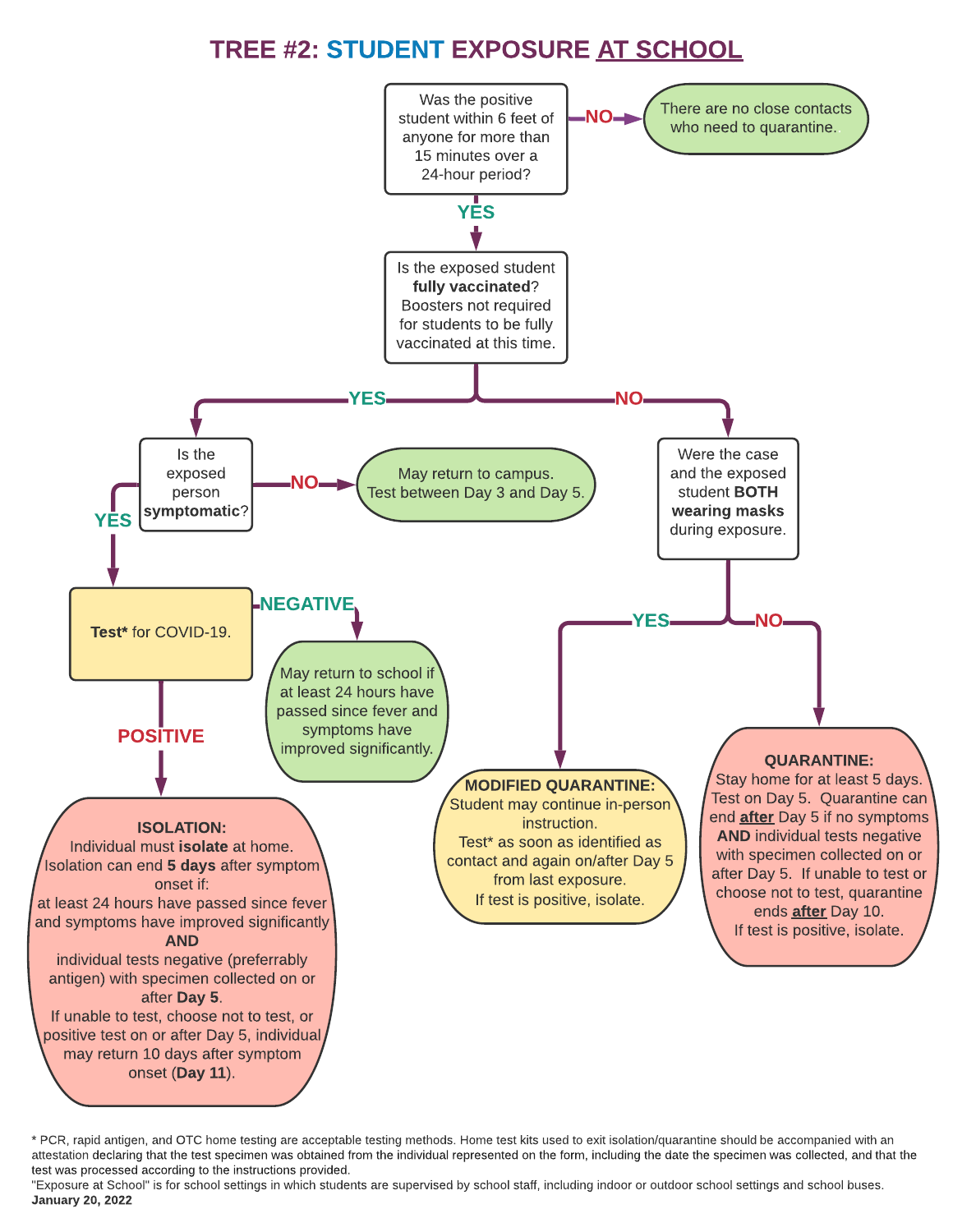# TREE #2: STUDENT EXPOSURE AT SCHOOL

**Was the positive student within 6 feet of anyone for more than 15 minutes over a 24-hour period?**

- **NO** → There are no close contacts who need to quarantine.
- **YES** → **Is the exposed student fully vaccinated? Boosters not required for students to be fully vaccinated at this time.**
  - **YES** → **Is the exposed person symptomatic?**
    - **NO** → May return to campus. Test between Day 3 and Day 5.
    - **YES** → **Test* for COVID-19.**
      - **NEGATIVE** → May return to school if at least 24 hours have passed since fever and symptoms have improved significantly.
      - **POSITIVE** → **ISOLATION:** Individual must **isolate** at home. Isolation can end **5 days** after symptom onset if: at least 24 hours have passed since fever and symptoms have improved significantly **AND** individual tests negative (preferrably antigen) with specimen collected on or after **Day 5**. If unable to test, choose not to test, or positive test on or after Day 5, individual may return 10 days after symptom onset (**Day 11**).
  - **NO** → **Were the case and the exposed student BOTH wearing masks during exposure.**
    - **YES** → **MODIFIED QUARANTINE:** Student may continue in-person instruction. Test* as soon as identified as contact and again on/after Day 5 from last exposure. If test is positive, isolate.
    - **NO** → **QUARANTINE:** Stay home for at least 5 days. Test on Day 5. Quarantine can end ***after*** Day 5 if no symptoms **AND** individual tests negative with specimen collected on or after Day 5. If unable to test or choose not to test, quarantine ends ***after*** Day 10. If test is positive, isolate.

\* PCR, rapid antigen, and OTC home testing are acceptable testing methods. Home test kits used to exit isolation/quarantine should be accompanied with an attestation declaring that the test specimen was obtained from the individual represented on the form, including the date the specimen was collected, and that the test was processed according to the instructions provided.

"Exposure at School" is for school settings in which students are supervised by school staff, including indoor or outdoor school settings and school buses.

**January 20, 2022**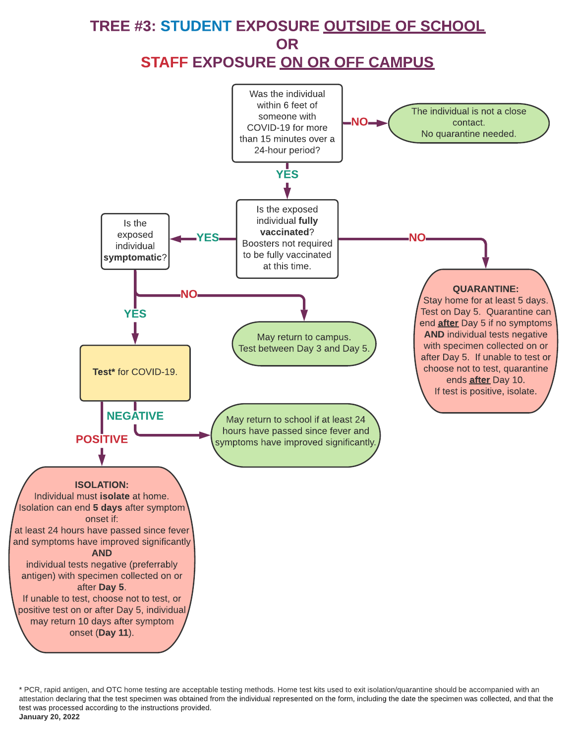# TREE #3: STUDENT EXPOSURE OUTSIDE OF SCHOOL OR STAFF EXPOSURE ON OR OFF CAMPUS

**Was the individual within 6 feet of someone with COVID-19 for more than 15 minutes over a 24-hour period?**

- **NO** → The individual is not a close contact. No quarantine needed.
- **YES** → **Is the exposed individual fully vaccinated?** Boosters not required to be fully vaccinated at this time.
  - **NO** → **QUARANTINE:** Stay home for at least 5 days. Test on Day 5. Quarantine can end ***after*** Day 5 if no symptoms **AND** individual tests negative with specimen collected on or after Day 5. If unable to test or choose not to test, quarantine ends ***after*** Day 10. If test is positive, isolate.
  - **YES** → **Is the exposed individual symptomatic?**
    - **NO** → May return to campus. Test between Day 3 and Day 5.
    - **YES** → **Test*** for COVID-19.
      - **NEGATIVE** → May return to school if at least 24 hours have passed since fever and symptoms have improved significantly.
      - **POSITIVE** → **ISOLATION:** Individual must **isolate** at home. Isolation can end **5 days** after symptom onset if: at least 24 hours have passed since fever and symptoms have improved significantly **AND** individual tests negative (preferrably antigen) with specimen collected on or after **Day 5**. If unable to test, choose not to test, or positive test on or after Day 5, individual may return 10 days after symptom onset (**Day 11**).

\* PCR, rapid antigen, and OTC home testing are acceptable testing methods. Home test kits used to exit isolation/quarantine should be accompanied with an attestation declaring that the test specimen was obtained from the individual represented on the form, including the date the specimen was collected, and that the test was processed according to the instructions provided.

**January 20, 2022**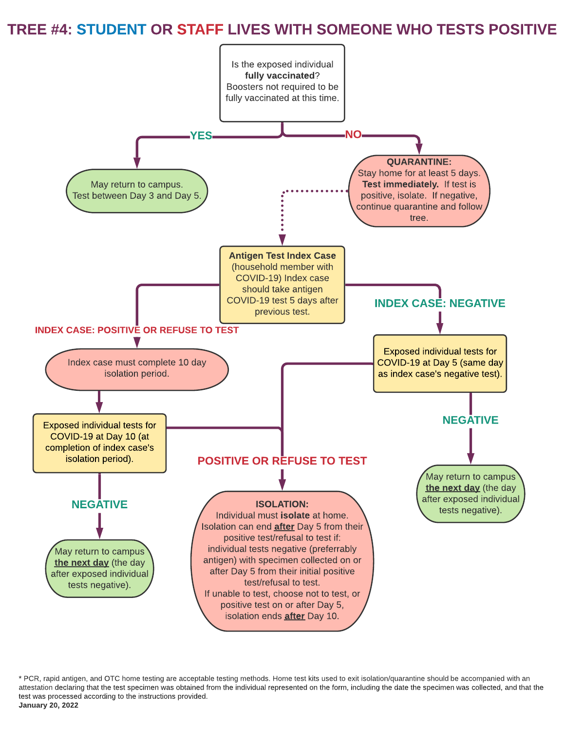# TREE #4: STUDENT OR STAFF LIVES WITH SOMEONE WHO TESTS POSITIVE

**Is the exposed individual fully vaccinated?** Boosters not required to be fully vaccinated at this time.

- **YES** → May return to campus. Test between Day 3 and Day 5.
- **NO** → **QUARANTINE:** Stay home for at least 5 days. **Test immediately.** If test is positive, isolate. If negative, continue quarantine and follow tree.

**Antigen Test Index Case** (household member with COVID-19) Index case should take antigen COVID-19 test 5 days after previous test.

- **INDEX CASE: POSITIVE OR REFUSE TO TEST** → Index case must complete 10 day isolation period.
  - Exposed individual tests for COVID-19 at Day 10 (at completion of index case's isolation period).
    - **NEGATIVE** → May return to campus **the next day** (the day after exposed individual tests negative).
    - **POSITIVE OR REFUSE TO TEST** → Isolation (see below).
- **INDEX CASE: NEGATIVE** → Exposed individual tests for COVID-19 at Day 5 (same day as index case's negative test).
  - **NEGATIVE** → May return to campus **the next day** (the day after exposed individual tests negative).
  - **POSITIVE OR REFUSE TO TEST** → Isolation (see below).

**ISOLATION:**
Individual must **isolate** at home.
Isolation can end **after** Day 5 from their positive test/refusal to test if: individual tests negative (preferrably antigen) with specimen collected on or after Day 5 from their initial positive test/refusal to test.
If unable to test, choose not to test, or positive test on or after Day 5, isolation ends **after** Day 10.

* PCR, rapid antigen, and OTC home testing are acceptable testing methods. Home test kits used to exit isolation/quarantine should be accompanied with an attestation declaring that the test specimen was obtained from the individual represented on the form, including the date the specimen was collected, and that the test was processed according to the instructions provided.

**January 20, 2022**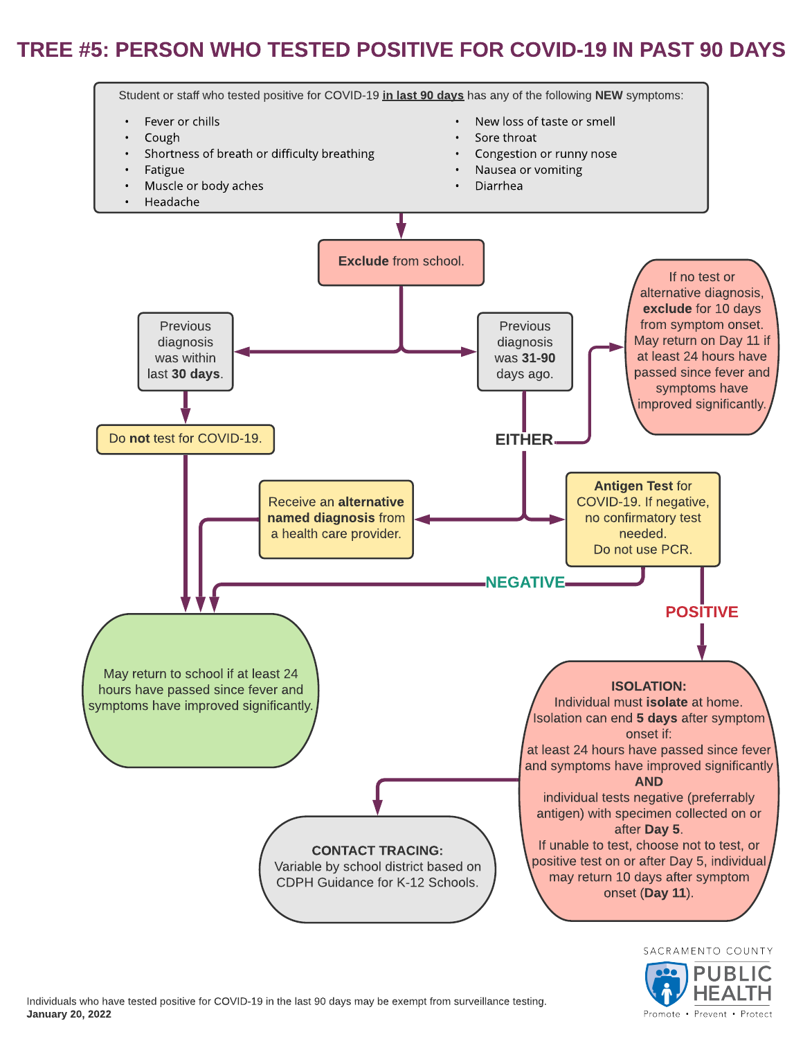# TREE #5: PERSON WHO TESTED POSITIVE FOR COVID-19 IN PAST 90 DAYS

Student or staff who tested positive for COVID-19 **in last 90 days** has any of the following **NEW** symptoms:

- Fever or chills
- Cough
- Shortness of breath or difficulty breathing
- Fatigue
- Muscle or body aches
- Headache
- New loss of taste or smell
- Sore throat
- Congestion or runny nose
- Nausea or vomiting
- Diarrhea

**Exclude** from school.

Previous diagnosis was within last **30 days**.

Do **not** test for COVID-19.

Previous diagnosis was **31-90** days ago.

EITHER

If no test or alternative diagnosis, **exclude** for 10 days from symptom onset. May return on Day 11 if at least 24 hours have passed since fever and symptoms have improved significantly.

Receive an **alternative named diagnosis** from a health care provider.

**Antigen Test** for COVID-19. If negative, no confirmatory test needed. Do not use PCR.

NEGATIVE

May return to school if at least 24 hours have passed since fever and symptoms have improved significantly.

POSITIVE

**ISOLATION:**
Individual must **isolate** at home. Isolation can end **5 days** after symptom onset if:
at least 24 hours have passed since fever and symptoms have improved significantly
**AND**
individual tests negative (preferrably antigen) with specimen collected on or after **Day 5**.
If unable to test, choose not to test, or positive test on or after Day 5, individual may return 10 days after symptom onset (**Day 11**).

**CONTACT TRACING:**
Variable by school district based on CDPH Guidance for K-12 Schools.

Individuals who have tested positive for COVID-19 in the last 90 days may be exempt from surveillance testing.
**January 20, 2022**

SACRAMENTO COUNTY PUBLIC HEALTH
Promote • Prevent • Protect